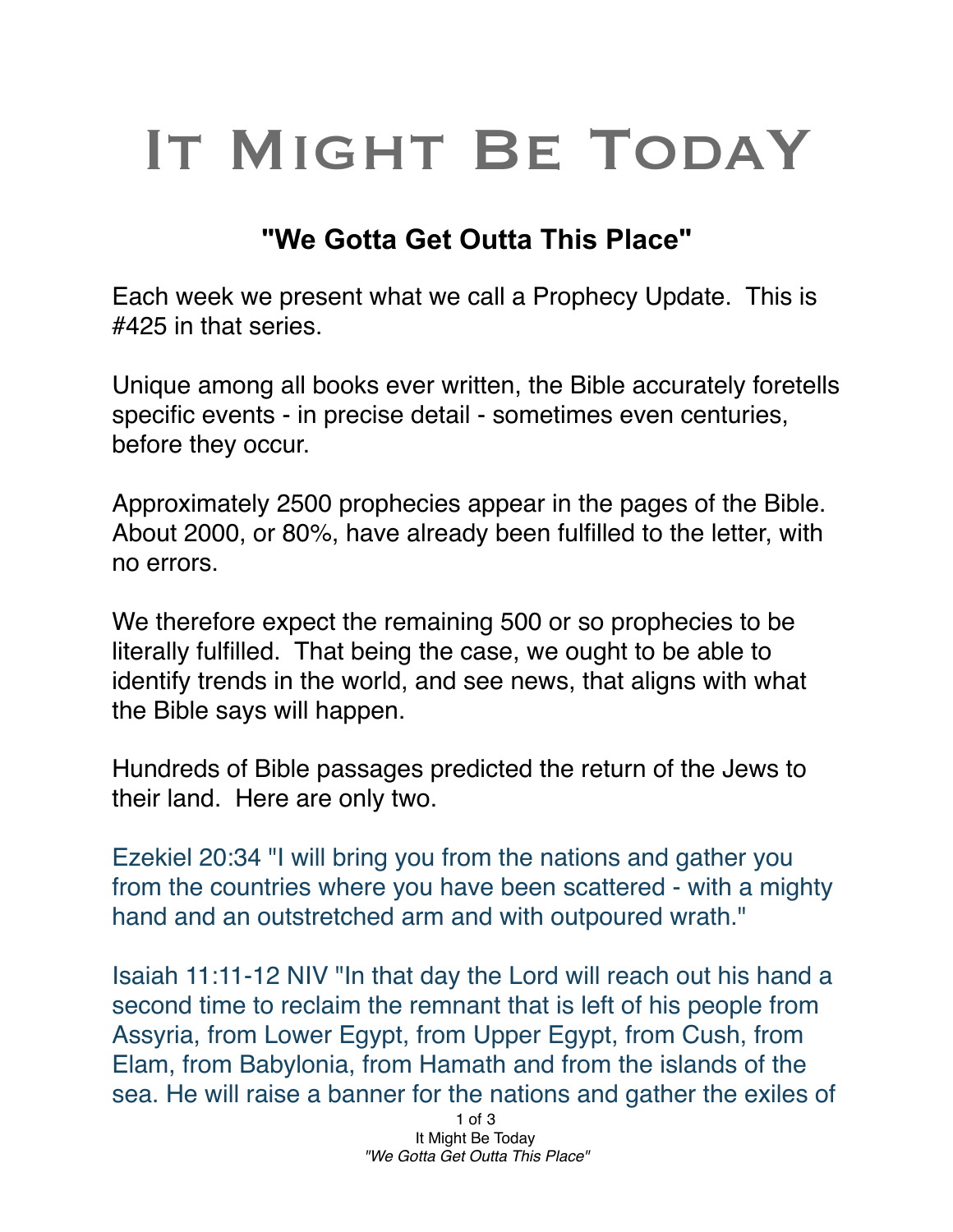# It Might Be Today

## "We Gotta Get Outta This Place"

Each week we present what we call a Prophecy Update. This is #425 in that series.

Unique among all books ever written, the Bible accurately foretells specific events - in precise detail - sometimes even centuries, before they occur.

Approximately 2500 prophecies appear in the pages of the Bible. About 2000, or 80%, have already been fulfilled to the letter, with no errors.

We therefore expect the remaining 500 or so prophecies to be literally fulfilled. That being the case, we ought to be able to identify trends in the world, and see news, that aligns with what the Bible says will happen.

Hundreds of Bible passages predicted the return of the Jews to their land. Here are only two.

Ezekiel 20:34 "I will bring you from the nations and gather you from the countries where you have been scattered - with a mighty hand and an outstretched arm and with outpoured wrath."

Isaiah 11:11-12 NIV "In that day the Lord will reach out his hand a second time to reclaim the remnant that is left of his people from Assyria, from Lower Egypt, from Upper Egypt, from Cush, from Elam, from Babylonia, from Hamath and from the islands of the sea. He will raise a banner for the nations and gather the exiles of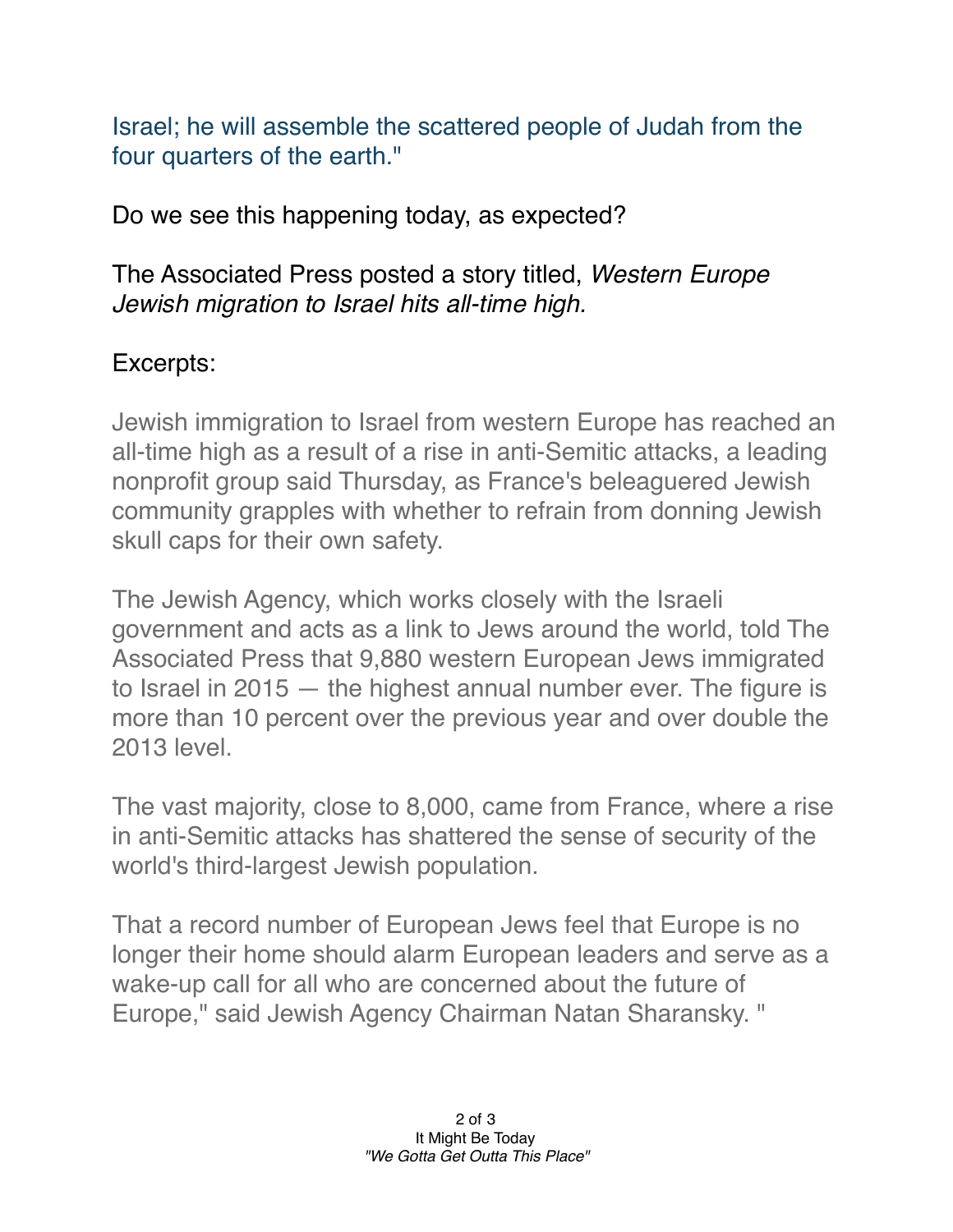Israel; he will assemble the scattered people of Judah from the four quarters of the earth."

Do we see this happening today, as expected?

The Associated Press posted a story titled, *Western Europe Jewish migration to Israel hits all-time high.*

Excerpts:

Jewish immigration to Israel from western Europe has reached an all-time high as a result of a rise in anti-Semitic attacks, a leading nonprofit group said Thursday, as France's beleaguered Jewish community grapples with whether to refrain from donning Jewish skull caps for their own safety.

The Jewish Agency, which works closely with the Israeli government and acts as a link to Jews around the world, told The Associated Press that 9,880 western European Jews immigrated to Israel in 2015 — the highest annual number ever. The figure is more than 10 percent over the previous year and over double the 2013 level.

The vast majority, close to 8,000, came from France, where a rise in anti-Semitic attacks has shattered the sense of security of the world's third-largest Jewish population.

That a record number of European Jews feel that Europe is no longer their home should alarm European leaders and serve as a wake-up call for all who are concerned about the future of Europe," said Jewish Agency Chairman Natan Sharansky. "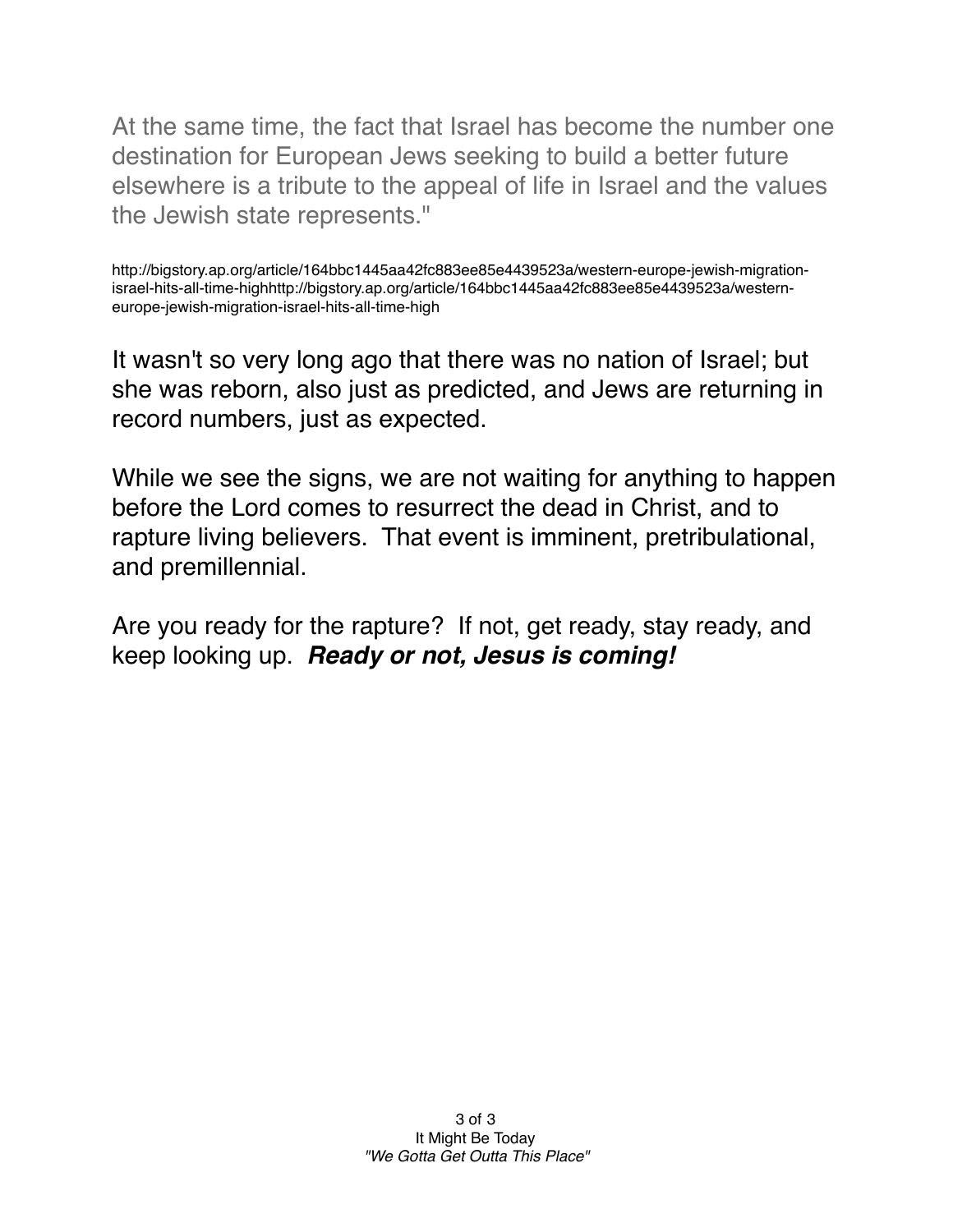At the same time, the fact that Israel has become the number one destination for European Jews seeking to build a better future elsewhere is a tribute to the appeal of life in Israel and the values the Jewish state represents."

http://bigstory.ap.org/article/164bbc1445aa42fc883ee85e4439523a/western-europe-jewish-migration-israel-hits-all-time-highhttp://bigstory.ap.org/article/164bbc1445aa42fc883ee85e4439523a/western-europe-jewish-migration-israel-hits-all-time-high

It wasn't so very long ago that there was no nation of Israel; but she was reborn, also just as predicted, and Jews are returning in record numbers, just as expected.

While we see the signs, we are not waiting for anything to happen before the Lord comes to resurrect the dead in Christ, and to rapture living believers. That event is imminent, pretribulational, and premillennial.

Are you ready for the rapture? If not, get ready, stay ready, and keep looking up. ***Ready or not, Jesus is coming!***